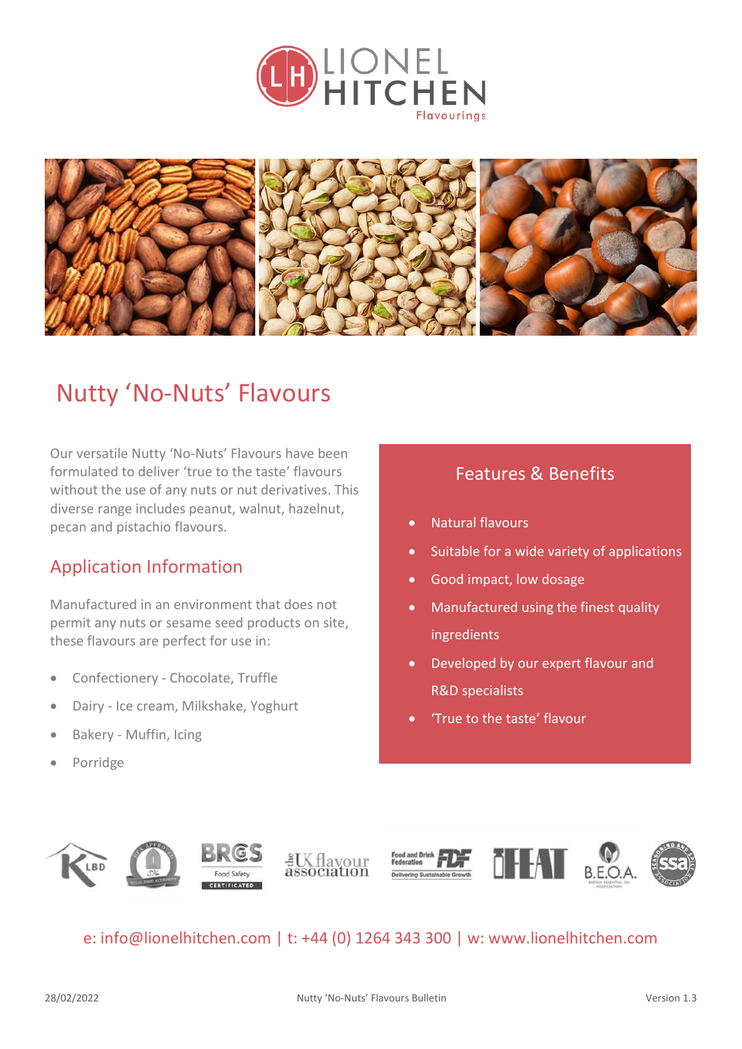# Nutty 'No-Nuts' Flavours

Our versatile Nutty 'No-Nuts' Flavours have been formulated to deliver 'true to the taste' flavours without the use of any nuts or nut derivatives. This diverse range includes peanut, walnut, hazelnut, pecan and pistachio flavours.

## Application Information

Manufactured in an environment that does not permit any nuts or sesame seed products on site, these flavours are perfect for use in:

- Confectionery - Chocolate, Truffle
- Dairy - Ice cream, Milkshake, Yoghurt
- Bakery - Muffin, Icing
- Porridge

## Features & Benefits

- Natural flavours
- Suitable for a wide variety of applications
- Good impact, low dosage
- Manufactured using the finest quality ingredients
- Developed by our expert flavour and R&D specialists
- 'True to the taste' flavour

e: info@lionelhitchen.com | t: +44 (0) 1264 343 300 | w: www.lionelhitchen.com

28/02/2022 Nutty 'No-Nuts' Flavours Bulletin Version 1.3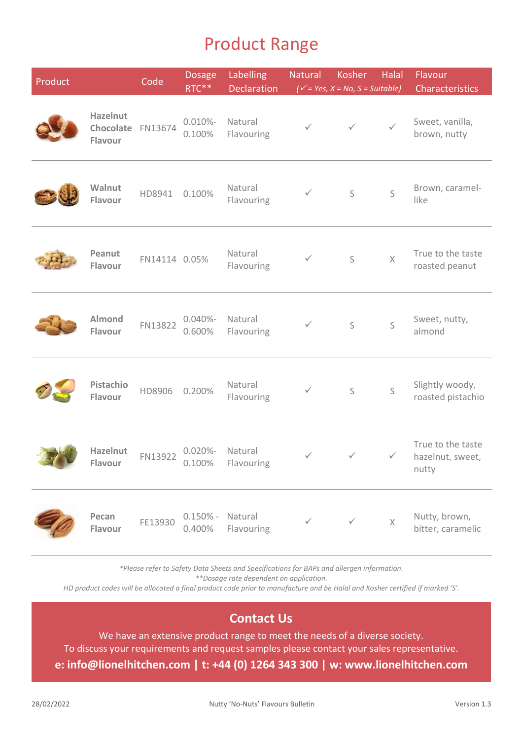# Product Range

| Product | Code | Dosage RTC** | Labelling Declaration | Natural | Kosher | Halal | Flavour Characteristics |
|---|---|---|---|---|---|---|---|
| | | | | (✓ = Yes, X = No, S = Suitable) | | | |
| Hazelnut Chocolate Flavour | FN13674 | 0.010%-0.100% | Natural Flavouring | ✓ | ✓ | ✓ | Sweet, vanilla, brown, nutty |
| Walnut Flavour | HD8941 | 0.100% | Natural Flavouring | ✓ | S | S | Brown, caramel-like |
| Peanut Flavour | FN14114 | 0.05% | Natural Flavouring | ✓ | S | X | True to the taste roasted peanut |
| Almond Flavour | FN13822 | 0.040%-0.600% | Natural Flavouring | ✓ | S | S | Sweet, nutty, almond |
| Pistachio Flavour | HD8906 | 0.200% | Natural Flavouring | ✓ | S | S | Slightly woody, roasted pistachio |
| Hazelnut Flavour | FN13922 | 0.020%-0.100% | Natural Flavouring | ✓ | ✓ | ✓ | True to the taste hazelnut, sweet, nutty |
| Pecan Flavour | FE13930 | 0.150% - 0.400% | Natural Flavouring | ✓ | ✓ | X | Nutty, brown, bitter, caramelic |

*\*Please refer to Safety Data Sheets and Specifications for BAPs and allergen information.*
*\*\*Dosage rate dependent on application.*
*HD product codes will be allocated a final product code prior to manufacture and be Halal and Kosher certified if marked 'S'.*

## Contact Us

We have an extensive product range to meet the needs of a diverse society.
To discuss your requirements and request samples please contact your sales representative.

**e: info@lionelhitchen.com | t: +44 (0) 1264 343 300 | w: www.lionelhitchen.com**

28/02/2022 Nutty 'No-Nuts' Flavours Bulletin Version 1.3